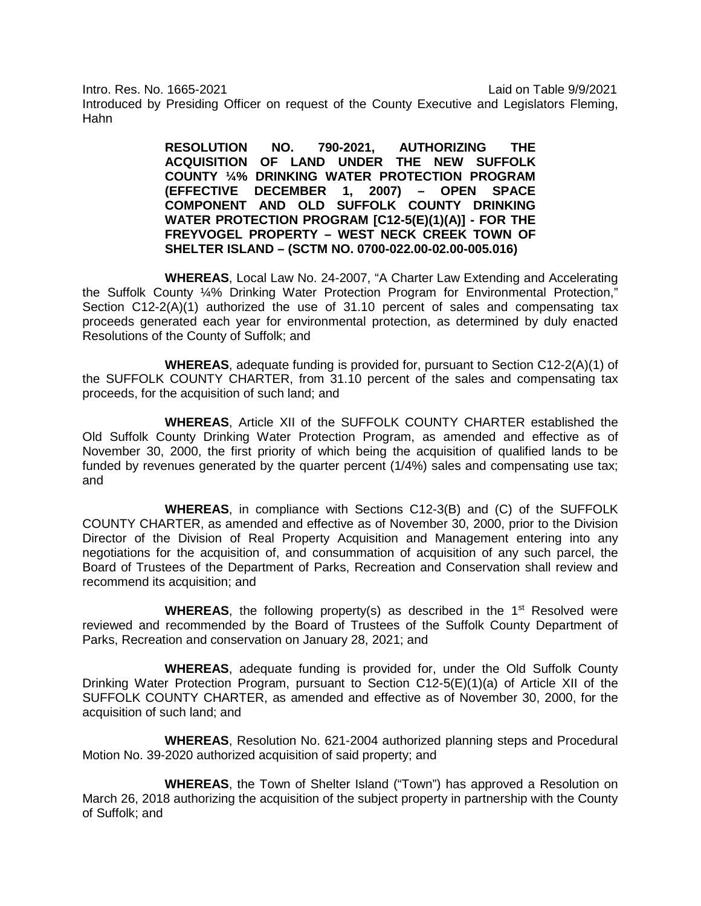Intro. Res. No. 1665-2021 Laid on Table 9/9/2021

Introduced by Presiding Officer on request of the County Executive and Legislators Fleming, Hahn

**RESOLUTION NO. 790-2021, AUTHORIZING THE ACQUISITION OF LAND UNDER THE NEW SUFFOLK COUNTY ¼% DRINKING WATER PROTECTION PROGRAM (EFFECTIVE DECEMBER 1, 2007) – OPEN SPACE COMPONENT AND OLD SUFFOLK COUNTY DRINKING WATER PROTECTION PROGRAM [C12-5(E)(1)(A)] - FOR THE FREYVOGEL PROPERTY – WEST NECK CREEK TOWN OF SHELTER ISLAND – (SCTM NO. 0700-022.00-02.00-005.016)**

**WHEREAS**, Local Law No. 24-2007, "A Charter Law Extending and Accelerating the Suffolk County ¼% Drinking Water Protection Program for Environmental Protection," Section C12-2(A)(1) authorized the use of 31.10 percent of sales and compensating tax proceeds generated each year for environmental protection, as determined by duly enacted Resolutions of the County of Suffolk; and

**WHEREAS**, adequate funding is provided for, pursuant to Section C12-2(A)(1) of the SUFFOLK COUNTY CHARTER, from 31.10 percent of the sales and compensating tax proceeds, for the acquisition of such land; and

**WHEREAS**, Article XII of the SUFFOLK COUNTY CHARTER established the Old Suffolk County Drinking Water Protection Program, as amended and effective as of November 30, 2000, the first priority of which being the acquisition of qualified lands to be funded by revenues generated by the quarter percent (1/4%) sales and compensating use tax; and

**WHEREAS**, in compliance with Sections C12-3(B) and (C) of the SUFFOLK COUNTY CHARTER, as amended and effective as of November 30, 2000, prior to the Division Director of the Division of Real Property Acquisition and Management entering into any negotiations for the acquisition of, and consummation of acquisition of any such parcel, the Board of Trustees of the Department of Parks, Recreation and Conservation shall review and recommend its acquisition; and

**WHEREAS**, the following property(s) as described in the 1st Resolved were reviewed and recommended by the Board of Trustees of the Suffolk County Department of Parks, Recreation and conservation on January 28, 2021; and

**WHEREAS**, adequate funding is provided for, under the Old Suffolk County Drinking Water Protection Program, pursuant to Section C12-5(E)(1)(a) of Article XII of the SUFFOLK COUNTY CHARTER, as amended and effective as of November 30, 2000, for the acquisition of such land; and

**WHEREAS**, Resolution No. 621-2004 authorized planning steps and Procedural Motion No. 39-2020 authorized acquisition of said property; and

**WHEREAS**, the Town of Shelter Island ("Town") has approved a Resolution on March 26, 2018 authorizing the acquisition of the subject property in partnership with the County of Suffolk; and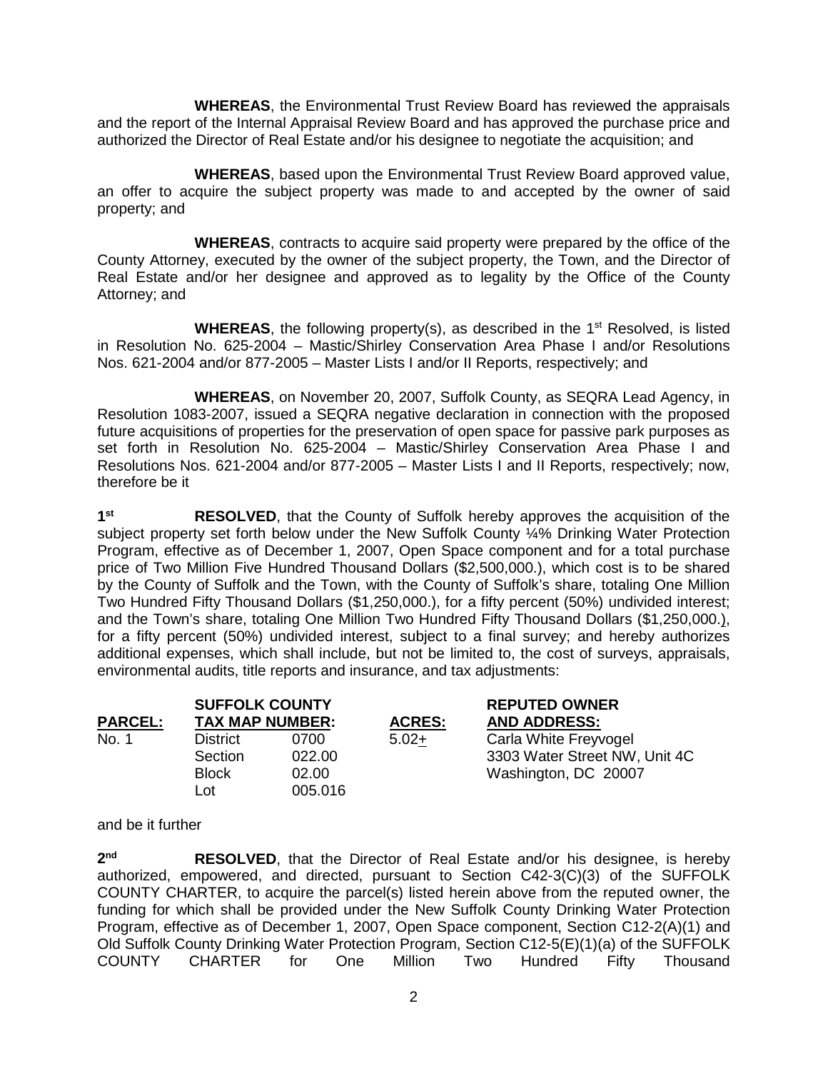**WHEREAS**, the Environmental Trust Review Board has reviewed the appraisals and the report of the Internal Appraisal Review Board and has approved the purchase price and authorized the Director of Real Estate and/or his designee to negotiate the acquisition; and

**WHEREAS**, based upon the Environmental Trust Review Board approved value, an offer to acquire the subject property was made to and accepted by the owner of said property; and

**WHEREAS**, contracts to acquire said property were prepared by the office of the County Attorney, executed by the owner of the subject property, the Town, and the Director of Real Estate and/or her designee and approved as to legality by the Office of the County Attorney; and

**WHEREAS**, the following property(s), as described in the 1st Resolved, is listed in Resolution No. 625-2004 – Mastic/Shirley Conservation Area Phase I and/or Resolutions Nos. 621-2004 and/or 877-2005 – Master Lists I and/or II Reports, respectively; and

**WHEREAS**, on November 20, 2007, Suffolk County, as SEQRA Lead Agency, in Resolution 1083-2007, issued a SEQRA negative declaration in connection with the proposed future acquisitions of properties for the preservation of open space for passive park purposes as set forth in Resolution No. 625-2004 – Mastic/Shirley Conservation Area Phase I and Resolutions Nos. 621-2004 and/or 877-2005 – Master Lists I and II Reports, respectively; now, therefore be it

**1st RESOLVED**, that the County of Suffolk hereby approves the acquisition of the subject property set forth below under the New Suffolk County ¼% Drinking Water Protection Program, effective as of December 1, 2007, Open Space component and for a total purchase price of Two Million Five Hundred Thousand Dollars ($2,500,000.), which cost is to be shared by the County of Suffolk and the Town, with the County of Suffolk's share, totaling One Million Two Hundred Fifty Thousand Dollars ($1,250,000.), for a fifty percent (50%) undivided interest; and the Town's share, totaling One Million Two Hundred Fifty Thousand Dollars ($1,250,000.), for a fifty percent (50%) undivided interest, subject to a final survey; and hereby authorizes additional expenses, which shall include, but not be limited to, the cost of surveys, appraisals, environmental audits, title reports and insurance, and tax adjustments:

| PARCEL: | SUFFOLK COUNTY TAX MAP NUMBER: | | ACRES: | REPUTED OWNER AND ADDRESS: |
|---|---|---|---|---|
| No. 1 | District | 0700 | 5.02± | Carla White Freyvogel |
| | Section | 022.00 | | 3303 Water Street NW, Unit 4C |
| | Block | 02.00 | | Washington, DC 20007 |
| | Lot | 005.016 | | |

and be it further

**2nd RESOLVED**, that the Director of Real Estate and/or his designee, is hereby authorized, empowered, and directed, pursuant to Section C42-3(C)(3) of the SUFFOLK COUNTY CHARTER, to acquire the parcel(s) listed herein above from the reputed owner, the funding for which shall be provided under the New Suffolk County Drinking Water Protection Program, effective as of December 1, 2007, Open Space component, Section C12-2(A)(1) and Old Suffolk County Drinking Water Protection Program, Section C12-5(E)(1)(a) of the SUFFOLK COUNTY CHARTER for One Million Two Hundred Fifty Thousand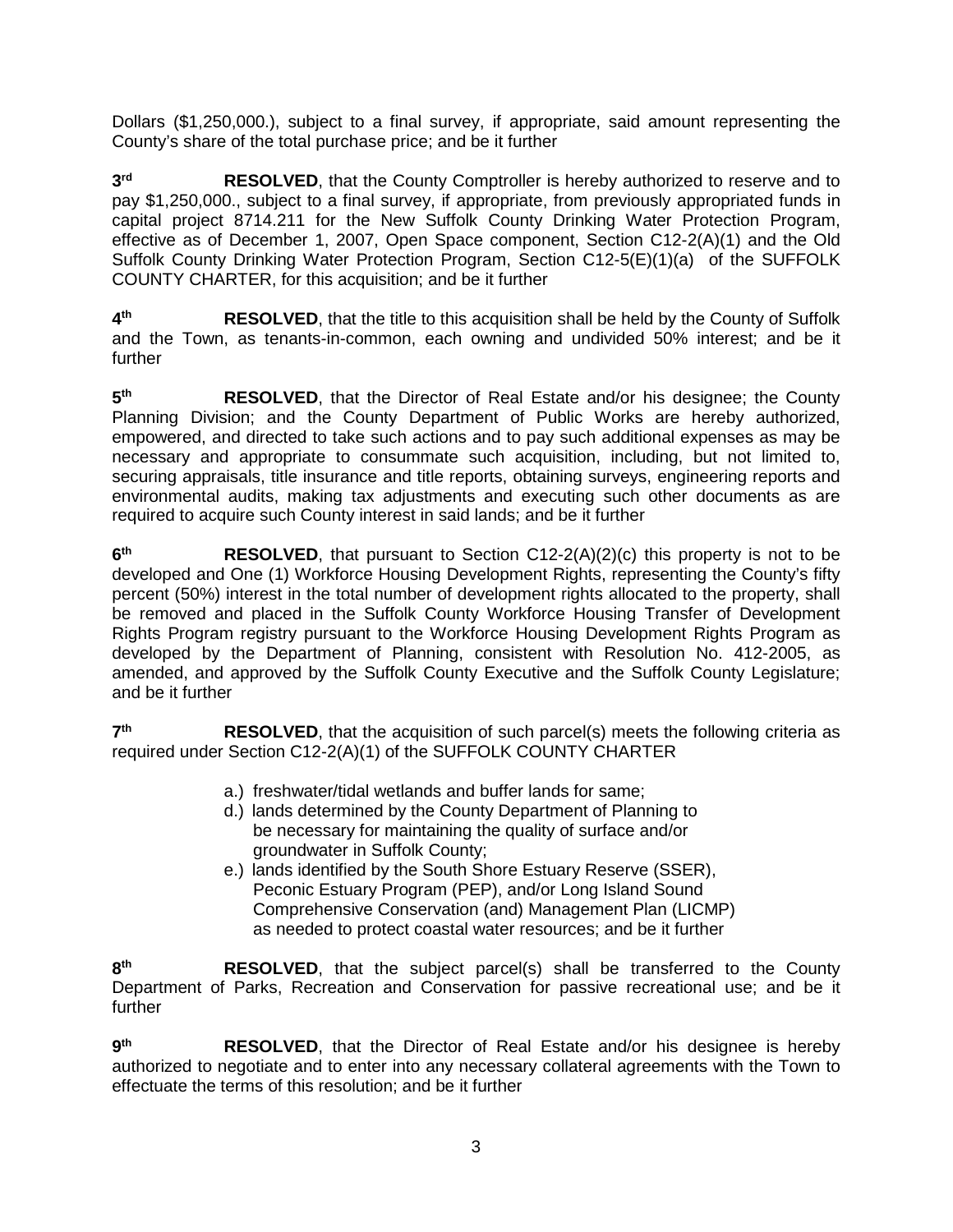Dollars ($1,250,000.), subject to a final survey, if appropriate, said amount representing the County's share of the total purchase price; and be it further

3rd **RESOLVED**, that the County Comptroller is hereby authorized to reserve and to pay $1,250,000., subject to a final survey, if appropriate, from previously appropriated funds in capital project 8714.211 for the New Suffolk County Drinking Water Protection Program, effective as of December 1, 2007, Open Space component, Section C12-2(A)(1) and the Old Suffolk County Drinking Water Protection Program, Section C12-5(E)(1)(a) of the SUFFOLK COUNTY CHARTER, for this acquisition; and be it further

4th **RESOLVED**, that the title to this acquisition shall be held by the County of Suffolk and the Town, as tenants-in-common, each owning and undivided 50% interest; and be it further

5th **RESOLVED**, that the Director of Real Estate and/or his designee; the County Planning Division; and the County Department of Public Works are hereby authorized, empowered, and directed to take such actions and to pay such additional expenses as may be necessary and appropriate to consummate such acquisition, including, but not limited to, securing appraisals, title insurance and title reports, obtaining surveys, engineering reports and environmental audits, making tax adjustments and executing such other documents as are required to acquire such County interest in said lands; and be it further

6th **RESOLVED**, that pursuant to Section C12-2(A)(2)(c) this property is not to be developed and One (1) Workforce Housing Development Rights, representing the County's fifty percent (50%) interest in the total number of development rights allocated to the property, shall be removed and placed in the Suffolk County Workforce Housing Transfer of Development Rights Program registry pursuant to the Workforce Housing Development Rights Program as developed by the Department of Planning, consistent with Resolution No. 412-2005, as amended, and approved by the Suffolk County Executive and the Suffolk County Legislature; and be it further

7th **RESOLVED**, that the acquisition of such parcel(s) meets the following criteria as required under Section C12-2(A)(1) of the SUFFOLK COUNTY CHARTER

- a.) freshwater/tidal wetlands and buffer lands for same;
- d.) lands determined by the County Department of Planning to be necessary for maintaining the quality of surface and/or groundwater in Suffolk County;
- e.) lands identified by the South Shore Estuary Reserve (SSER), Peconic Estuary Program (PEP), and/or Long Island Sound Comprehensive Conservation (and) Management Plan (LICMP) as needed to protect coastal water resources; and be it further

8th **RESOLVED**, that the subject parcel(s) shall be transferred to the County Department of Parks, Recreation and Conservation for passive recreational use; and be it further

9th **RESOLVED**, that the Director of Real Estate and/or his designee is hereby authorized to negotiate and to enter into any necessary collateral agreements with the Town to effectuate the terms of this resolution; and be it further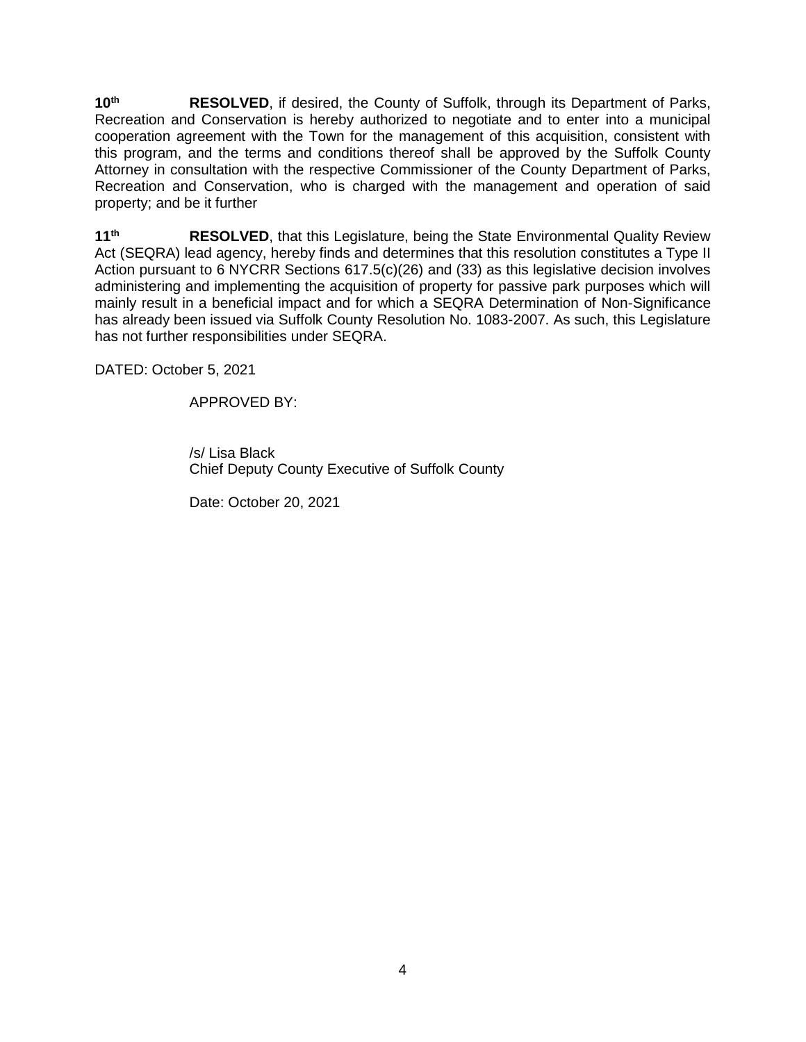**10th** **RESOLVED**, if desired, the County of Suffolk, through its Department of Parks, Recreation and Conservation is hereby authorized to negotiate and to enter into a municipal cooperation agreement with the Town for the management of this acquisition, consistent with this program, and the terms and conditions thereof shall be approved by the Suffolk County Attorney in consultation with the respective Commissioner of the County Department of Parks, Recreation and Conservation, who is charged with the management and operation of said property; and be it further

**11th** **RESOLVED**, that this Legislature, being the State Environmental Quality Review Act (SEQRA) lead agency, hereby finds and determines that this resolution constitutes a Type II Action pursuant to 6 NYCRR Sections 617.5(c)(26) and (33) as this legislative decision involves administering and implementing the acquisition of property for passive park purposes which will mainly result in a beneficial impact and for which a SEQRA Determination of Non-Significance has already been issued via Suffolk County Resolution No. 1083-2007. As such, this Legislature has not further responsibilities under SEQRA.

DATED: October 5, 2021

APPROVED BY:

/s/ Lisa Black
Chief Deputy County Executive of Suffolk County

Date: October 20, 2021